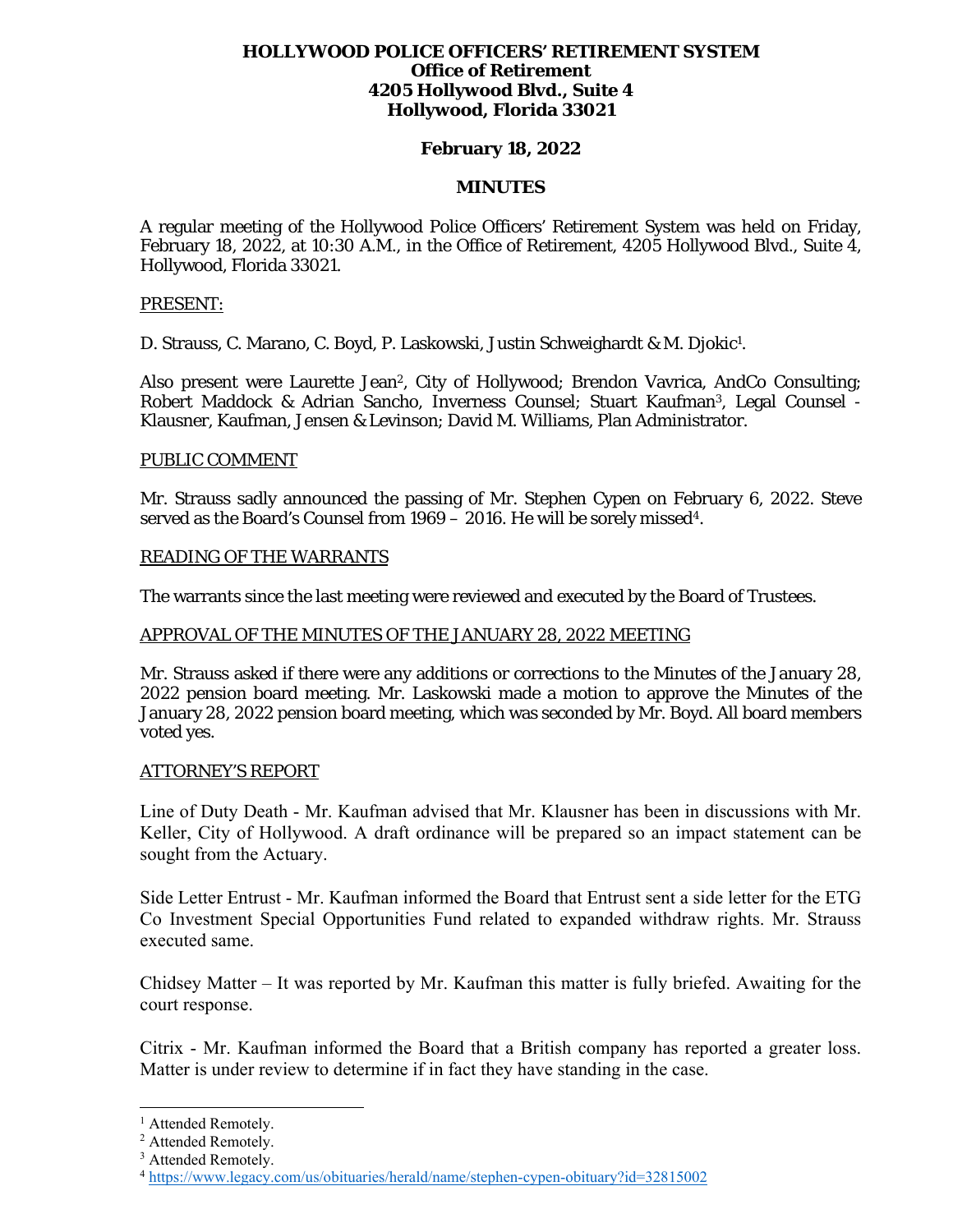**HOLLYWOOD POLICE OFFICERS' RETIREMENT SYSTEM**
**Office of Retirement**
**4205 Hollywood Blvd., Suite 4**
**Hollywood, Florida 33021**

**February 18, 2022**

**MINUTES**

A regular meeting of the Hollywood Police Officers' Retirement System was held on Friday, February 18, 2022, at 10:30 A.M., in the Office of Retirement, 4205 Hollywood Blvd., Suite 4, Hollywood, Florida 33021.

PRESENT:

D. Strauss, C. Marano, C. Boyd, P. Laskowski, Justin Schweighardt & M. Djokic[1].

Also present were Laurette Jean[2], City of Hollywood; Brendon Vavrica, AndCo Consulting; Robert Maddock & Adrian Sancho, Inverness Counsel; Stuart Kaufman[3], Legal Counsel - Klausner, Kaufman, Jensen & Levinson; David M. Williams, Plan Administrator.

PUBLIC COMMENT

Mr. Strauss sadly announced the passing of Mr. Stephen Cypen on February 6, 2022. Steve served as the Board's Counsel from 1969 – 2016. He will be sorely missed[4].

READING OF THE WARRANTS

The warrants since the last meeting were reviewed and executed by the Board of Trustees.

APPROVAL OF THE MINUTES OF THE JANUARY 28, 2022 MEETING

Mr. Strauss asked if there were any additions or corrections to the Minutes of the January 28, 2022 pension board meeting. Mr. Laskowski made a motion to approve the Minutes of the January 28, 2022 pension board meeting, which was seconded by Mr. Boyd. All board members voted yes.

ATTORNEY'S REPORT

Line of Duty Death - Mr. Kaufman advised that Mr. Klausner has been in discussions with Mr. Keller, City of Hollywood. A draft ordinance will be prepared so an impact statement can be sought from the Actuary.

Side Letter Entrust - Mr. Kaufman informed the Board that Entrust sent a side letter for the ETG Co Investment Special Opportunities Fund related to expanded withdraw rights. Mr. Strauss executed same.

Chidsey Matter – It was reported by Mr. Kaufman this matter is fully briefed. Awaiting for the court response.

Citrix - Mr. Kaufman informed the Board that a British company has reported a greater loss. Matter is under review to determine if in fact they have standing in the case.

---

[1] Attended Remotely.
[2] Attended Remotely.
[3] Attended Remotely.
[4] https://www.legacy.com/us/obituaries/herald/name/stephen-cypen-obituary?id=32815002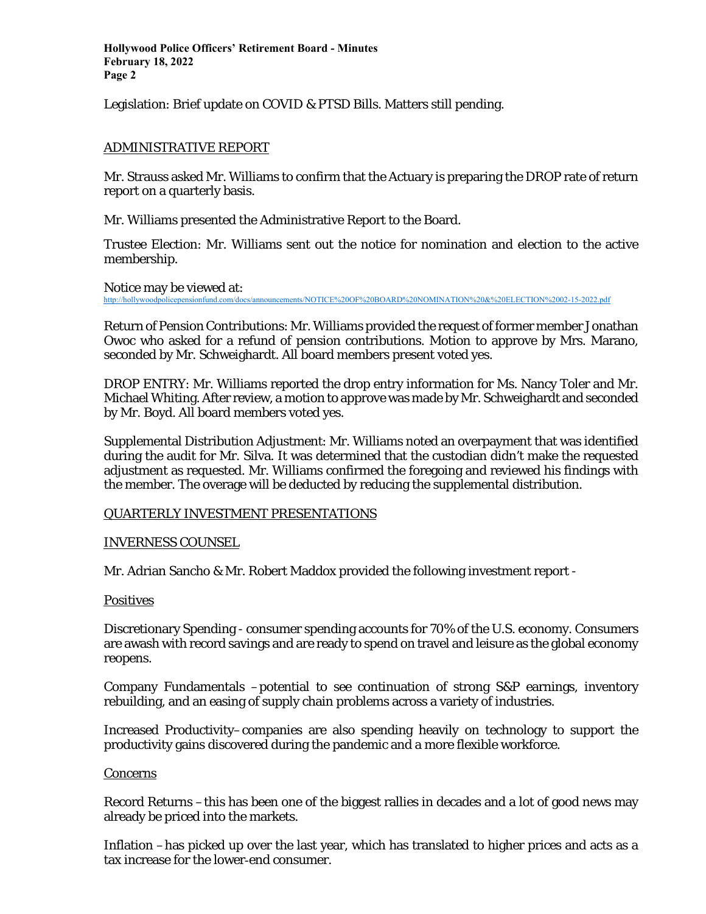Legislation: Brief update on COVID & PTSD Bills. Matters still pending.

## ADMINISTRATIVE REPORT

Mr. Strauss asked Mr. Williams to confirm that the Actuary is preparing the DROP rate of return report on a quarterly basis.

Mr. Williams presented the Administrative Report to the Board.

Trustee Election: Mr. Williams sent out the notice for nomination and election to the active membership.

Notice may be viewed at:
http://hollywoodpolicepensionfund.com/docs/announcements/NOTICE%20OF%20BOARD%20NOMINATION%20&%20ELECTION%2002-15-2022.pdf

Return of Pension Contributions: Mr. Williams provided the request of former member Jonathan Owoc who asked for a refund of pension contributions. Motion to approve by Mrs. Marano, seconded by Mr. Schweighardt. All board members present voted yes.

DROP ENTRY: Mr. Williams reported the drop entry information for Ms. Nancy Toler and Mr. Michael Whiting. After review, a motion to approve was made by Mr. Schweighardt and seconded by Mr. Boyd. All board members voted yes.

Supplemental Distribution Adjustment: Mr. Williams noted an overpayment that was identified during the audit for Mr. Silva. It was determined that the custodian didn't make the requested adjustment as requested. Mr. Williams confirmed the foregoing and reviewed his findings with the member. The overage will be deducted by reducing the supplemental distribution.

## QUARTERLY INVESTMENT PRESENTATIONS

### INVERNESS COUNSEL

Mr. Adrian Sancho & Mr. Robert Maddox provided the following investment report -

#### Positives

Discretionary Spending - consumer spending accounts for 70% of the U.S. economy. Consumers are awash with record savings and are ready to spend on travel and leisure as the global economy reopens.

Company Fundamentals – potential to see continuation of strong S&P earnings, inventory rebuilding, and an easing of supply chain problems across a variety of industries.

Increased Productivity– companies are also spending heavily on technology to support the productivity gains discovered during the pandemic and a more flexible workforce.

#### Concerns

Record Returns – this has been one of the biggest rallies in decades and a lot of good news may already be priced into the markets.

Inflation – has picked up over the last year, which has translated to higher prices and acts as a tax increase for the lower-end consumer.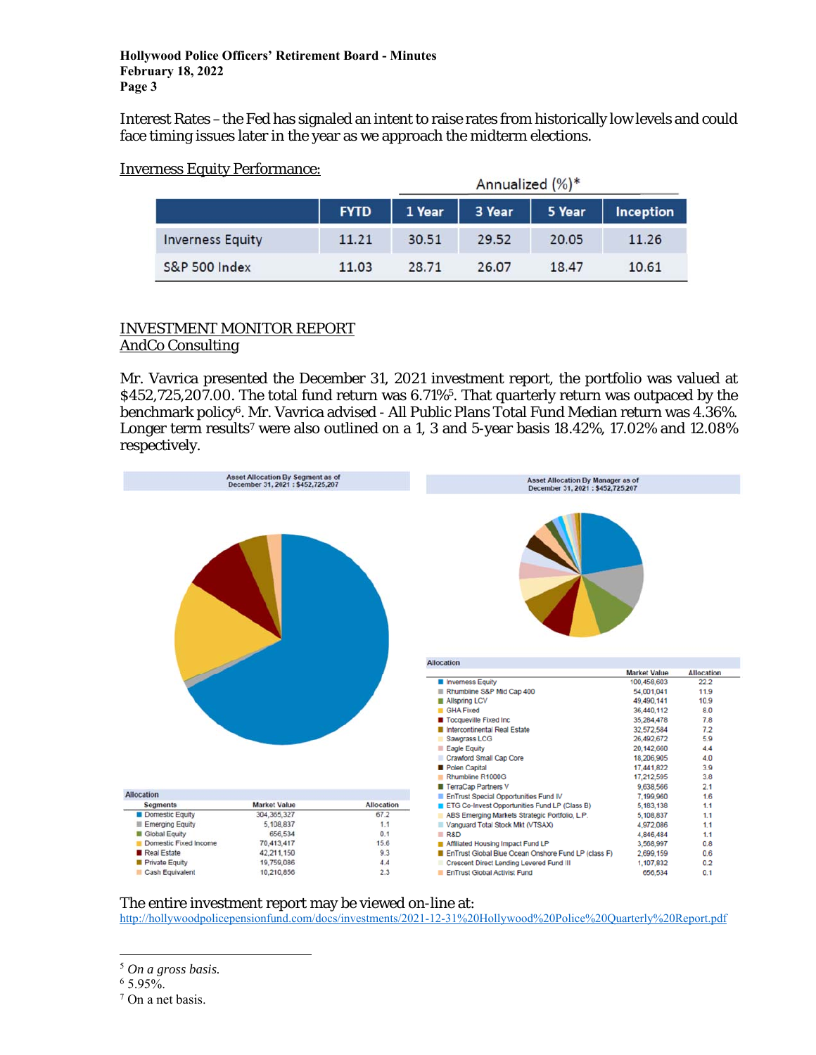Interest Rates – the Fed has signaled an intent to raise rates from historically low levels and could face timing issues later in the year as we approach the midterm elections.

Inverness Equity Performance:

| | FYTD | Annualized (%)* 1 Year | 3 Year | 5 Year | Inception |
|---|---|---|---|---|---|
| Inverness Equity | 11.21 | 30.51 | 29.52 | 20.05 | 11.26 |
| S&P 500 Index | 11.03 | 28.71 | 26.07 | 18.47 | 10.61 |

INVESTMENT MONITOR REPORT
AndCo Consulting

Mr. Vavrica presented the December 31, 2021 investment report, the portfolio was valued at $452,725,207.00. The total fund return was 6.71%[5]. That quarterly return was outpaced by the benchmark policy[6]. Mr. Vavrica advised - All Public Plans Total Fund Median return was 4.36%. Longer term results[7] were also outlined on a 1, 3 and 5-year basis 18.42%, 17.02% and 12.08% respectively.

**Asset Allocation By Segment as of December 31, 2021 : $452,725,207**

| Segments | Market Value | Allocation |
|---|---|---|
| Domestic Equity | 304,365,327 | 67.2 |
| Emerging Equity | 5,108,837 | 1.1 |
| Global Equity | 656,534 | 0.1 |
| Domestic Fixed Income | 70,413,417 | 15.6 |
| Real Estate | 42,211,150 | 9.3 |
| Private Equity | 19,759,086 | 4.4 |
| Cash Equivalent | 10,210,856 | 2.3 |

**Asset Allocation By Manager as of December 31, 2021 : $452,725,207**

| Allocation | Market Value | Allocation |
|---|---|---|
| Inverness Equity | 100,458,603 | 22.2 |
| Rhumbline S&P Mid Cap 400 | 54,001,041 | 11.9 |
| Allspring LCV | 49,490,141 | 10.9 |
| GHA Fixed | 36,440,112 | 8.0 |
| Tocqueville Fixed Inc | 35,284,478 | 7.8 |
| Intercontinental Real Estate | 32,572,584 | 7.2 |
| Sawgrass LCG | 26,492,672 | 5.9 |
| Eagle Equity | 20,142,660 | 4.4 |
| Crawford Small Cap Core | 18,206,905 | 4.0 |
| Polen Capital | 17,441,822 | 3.9 |
| Rhumbline R1000G | 17,212,595 | 3.8 |
| TerraCap Partners V | 9,638,566 | 2.1 |
| EnTrust Special Opportunities Fund IV | 7,199,960 | 1.6 |
| ETG Co-Invest Opportunities Fund LP (Class B) | 5,183,138 | 1.1 |
| ABS Emerging Markets Strategic Portfolio, L.P. | 5,108,837 | 1.1 |
| Vanguard Total Stock Mkt (VTSAX) | 4,972,086 | 1.1 |
| R&D | 4,846,484 | 1.1 |
| Affiliated Housing Impact Fund LP | 3,568,997 | 0.8 |
| EnTrust Global Blue Ocean Onshore Fund LP (class F) | 2,699,159 | 0.6 |
| Crescent Direct Lending Levered Fund III | 1,107,832 | 0.2 |
| EnTrust Global Activist Fund | 656,534 | 0.1 |

The entire investment report may be viewed on-line at:
http://hollywoodpolicepensionfund.com/docs/investments/2021-12-31%20Hollywood%20Police%20Quarterly%20Report.pdf

---

[5] *On a gross basis.*

[6] 5.95%.

[7] On a net basis.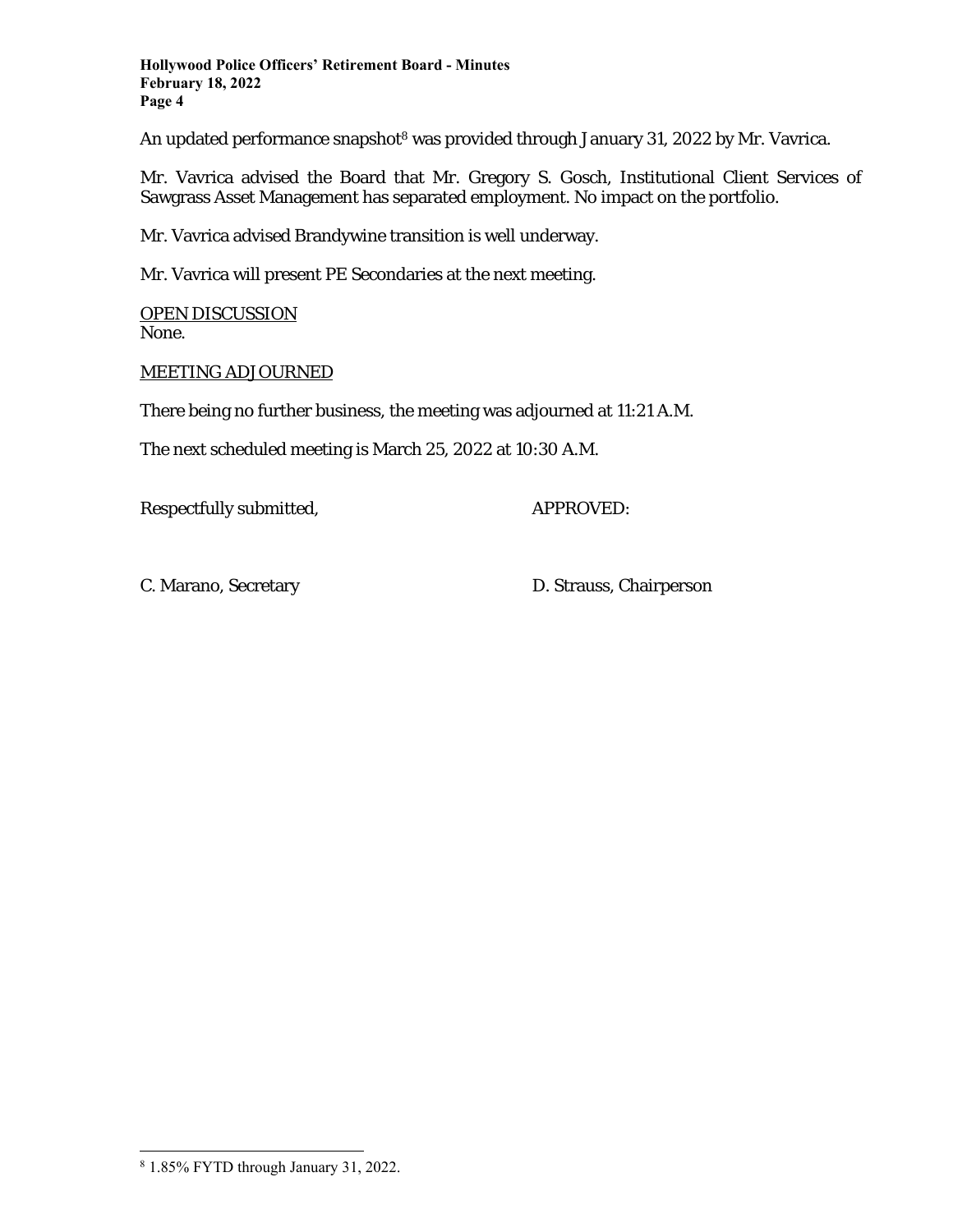An updated performance snapshot[8] was provided through January 31, 2022 by Mr. Vavrica.

Mr. Vavrica advised the Board that Mr. Gregory S. Gosch, Institutional Client Services of Sawgrass Asset Management has separated employment. No impact on the portfolio.

Mr. Vavrica advised Brandywine transition is well underway.

Mr. Vavrica will present PE Secondaries at the next meeting.

OPEN DISCUSSION
None.

MEETING ADJOURNED

There being no further business, the meeting was adjourned at 11:21 A.M.

The next scheduled meeting is March 25, 2022 at 10:30 A.M.

Respectfully submitted, APPROVED:

C. Marano, Secretary D. Strauss, Chairperson

[8] 1.85% FYTD through January 31, 2022.